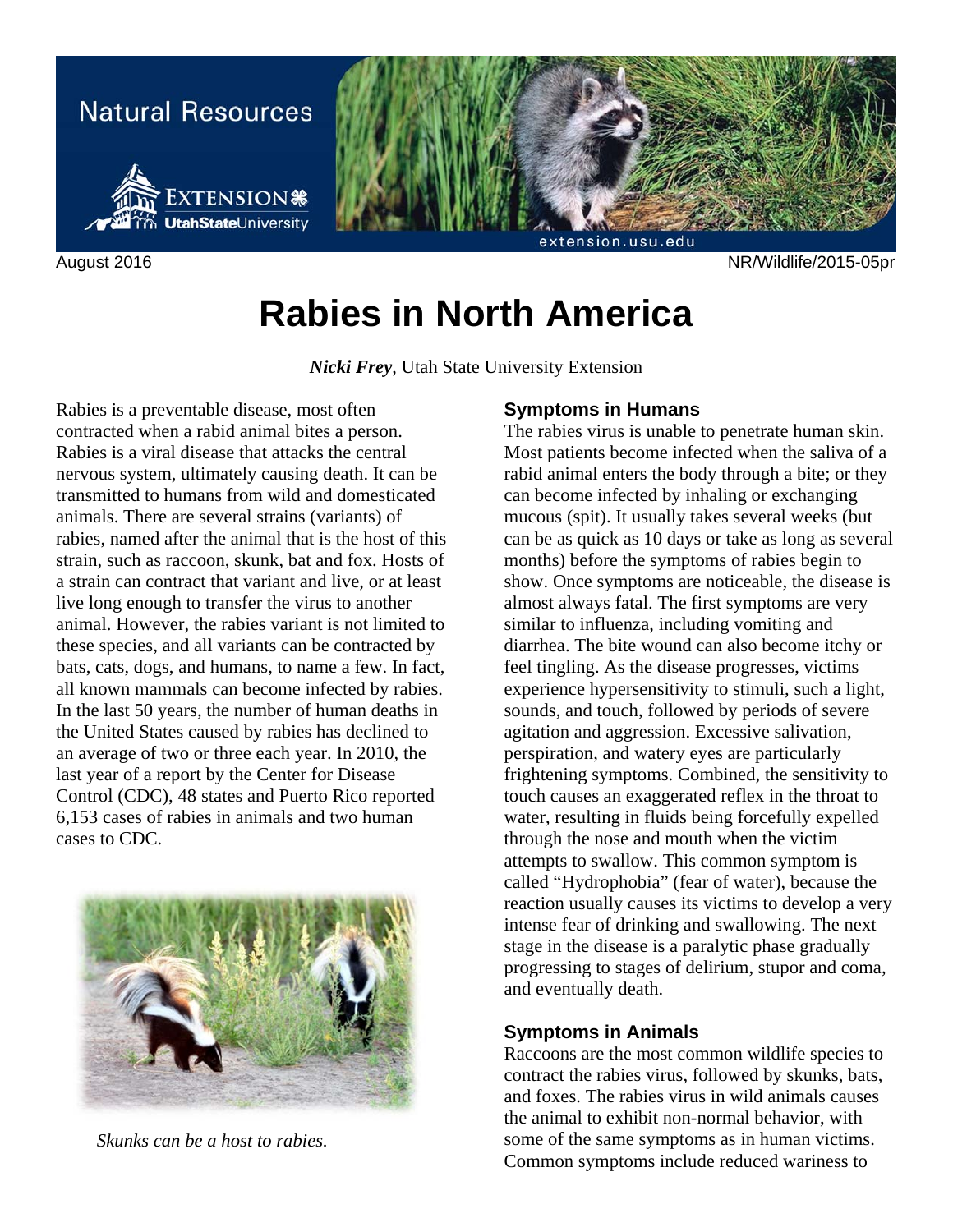Natural Resources

August 2016 NR/Wildlife/2015-05pr

# Rabies in North America

***Nicki Frey***, Utah State University Extension

Rabies is a preventable disease, most often contracted when a rabid animal bites a person. Rabies is a viral disease that attacks the central nervous system, ultimately causing death. It can be transmitted to humans from wild and domesticated animals. There are several strains (variants) of rabies, named after the animal that is the host of this strain, such as raccoon, skunk, bat and fox. Hosts of a strain can contract that variant and live, or at least live long enough to transfer the virus to another animal. However, the rabies variant is not limited to these species, and all variants can be contracted by bats, cats, dogs, and humans, to name a few. In fact, all known mammals can become infected by rabies. In the last 50 years, the number of human deaths in the United States caused by rabies has declined to an average of two or three each year. In 2010, the last year of a report by the Center for Disease Control (CDC), 48 states and Puerto Rico reported 6,153 cases of rabies in animals and two human cases to CDC.

*Skunks can be a host to rabies.*

## Symptoms in Humans

The rabies virus is unable to penetrate human skin. Most patients become infected when the saliva of a rabid animal enters the body through a bite; or they can become infected by inhaling or exchanging mucous (spit). It usually takes several weeks (but can be as quick as 10 days or take as long as several months) before the symptoms of rabies begin to show. Once symptoms are noticeable, the disease is almost always fatal. The first symptoms are very similar to influenza, including vomiting and diarrhea. The bite wound can also become itchy or feel tingling. As the disease progresses, victims experience hypersensitivity to stimuli, such a light, sounds, and touch, followed by periods of severe agitation and aggression. Excessive salivation, perspiration, and watery eyes are particularly frightening symptoms. Combined, the sensitivity to touch causes an exaggerated reflex in the throat to water, resulting in fluids being forcefully expelled through the nose and mouth when the victim attempts to swallow. This common symptom is called "Hydrophobia" (fear of water), because the reaction usually causes its victims to develop a very intense fear of drinking and swallowing. The next stage in the disease is a paralytic phase gradually progressing to stages of delirium, stupor and coma, and eventually death.

## Symptoms in Animals

Raccoons are the most common wildlife species to contract the rabies virus, followed by skunks, bats, and foxes. The rabies virus in wild animals causes the animal to exhibit non-normal behavior, with some of the same symptoms as in human victims. Common symptoms include reduced wariness to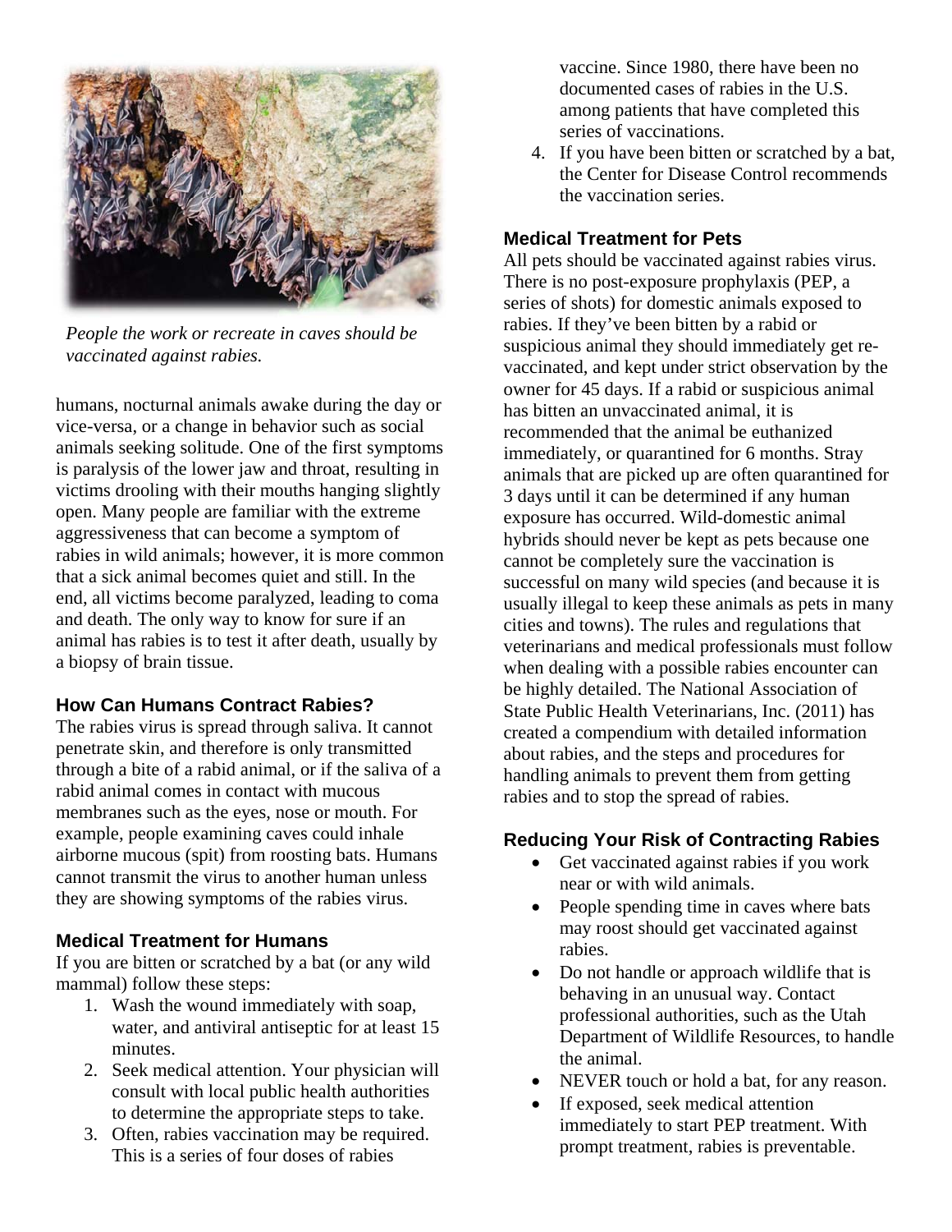*People the work or recreate in caves should be vaccinated against rabies.*

humans, nocturnal animals awake during the day or vice-versa, or a change in behavior such as social animals seeking solitude. One of the first symptoms is paralysis of the lower jaw and throat, resulting in victims drooling with their mouths hanging slightly open. Many people are familiar with the extreme aggressiveness that can become a symptom of rabies in wild animals; however, it is more common that a sick animal becomes quiet and still. In the end, all victims become paralyzed, leading to coma and death. The only way to know for sure if an animal has rabies is to test it after death, usually by a biopsy of brain tissue.

### How Can Humans Contract Rabies?

The rabies virus is spread through saliva. It cannot penetrate skin, and therefore is only transmitted through a bite of a rabid animal, or if the saliva of a rabid animal comes in contact with mucous membranes such as the eyes, nose or mouth. For example, people examining caves could inhale airborne mucous (spit) from roosting bats. Humans cannot transmit the virus to another human unless they are showing symptoms of the rabies virus.

### Medical Treatment for Humans

If you are bitten or scratched by a bat (or any wild mammal) follow these steps:

1. Wash the wound immediately with soap, water, and antiviral antiseptic for at least 15 minutes.
2. Seek medical attention. Your physician will consult with local public health authorities to determine the appropriate steps to take.
3. Often, rabies vaccination may be required. This is a series of four doses of rabies vaccine. Since 1980, there have been no documented cases of rabies in the U.S. among patients that have completed this series of vaccinations.
4. If you have been bitten or scratched by a bat, the Center for Disease Control recommends the vaccination series.

### Medical Treatment for Pets

All pets should be vaccinated against rabies virus. There is no post-exposure prophylaxis (PEP, a series of shots) for domestic animals exposed to rabies. If they've been bitten by a rabid or suspicious animal they should immediately get re-vaccinated, and kept under strict observation by the owner for 45 days. If a rabid or suspicious animal has bitten an unvaccinated animal, it is recommended that the animal be euthanized immediately, or quarantined for 6 months. Stray animals that are picked up are often quarantined for 3 days until it can be determined if any human exposure has occurred. Wild-domestic animal hybrids should never be kept as pets because one cannot be completely sure the vaccination is successful on many wild species (and because it is usually illegal to keep these animals as pets in many cities and towns). The rules and regulations that veterinarians and medical professionals must follow when dealing with a possible rabies encounter can be highly detailed. The National Association of State Public Health Veterinarians, Inc. (2011) has created a compendium with detailed information about rabies, and the steps and procedures for handling animals to prevent them from getting rabies and to stop the spread of rabies.

### Reducing Your Risk of Contracting Rabies

- Get vaccinated against rabies if you work near or with wild animals.
- People spending time in caves where bats may roost should get vaccinated against rabies.
- Do not handle or approach wildlife that is behaving in an unusual way. Contact professional authorities, such as the Utah Department of Wildlife Resources, to handle the animal.
- NEVER touch or hold a bat, for any reason.
- If exposed, seek medical attention immediately to start PEP treatment. With prompt treatment, rabies is preventable.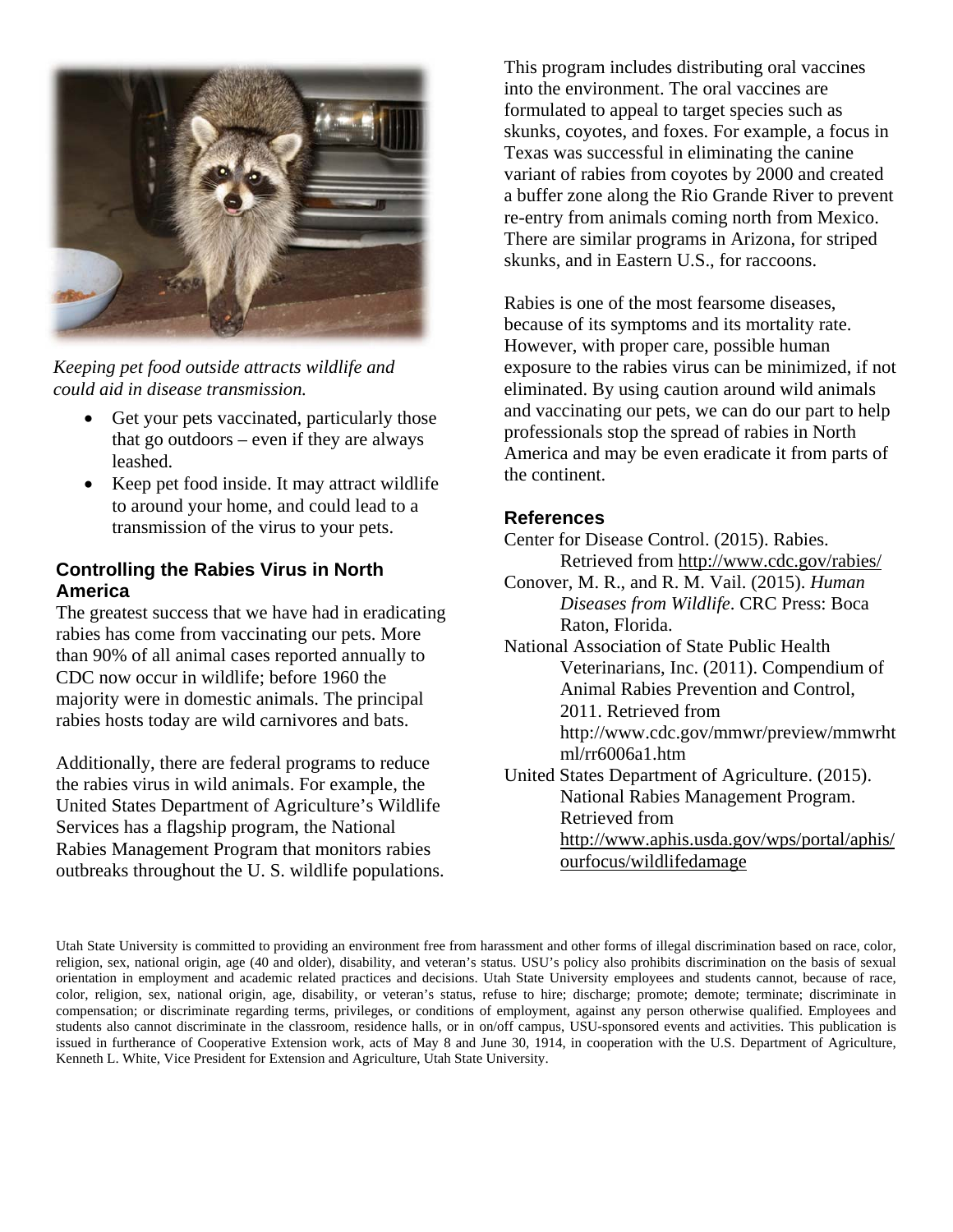*Keeping pet food outside attracts wildlife and could aid in disease transmission.*

- Get your pets vaccinated, particularly those that go outdoors – even if they are always leashed.
- Keep pet food inside. It may attract wildlife to around your home, and could lead to a transmission of the virus to your pets.

## Controlling the Rabies Virus in North America

The greatest success that we have had in eradicating rabies has come from vaccinating our pets. More than 90% of all animal cases reported annually to CDC now occur in wildlife; before 1960 the majority were in domestic animals. The principal rabies hosts today are wild carnivores and bats.

Additionally, there are federal programs to reduce the rabies virus in wild animals. For example, the United States Department of Agriculture's Wildlife Services has a flagship program, the National Rabies Management Program that monitors rabies outbreaks throughout the U. S. wildlife populations. This program includes distributing oral vaccines into the environment. The oral vaccines are formulated to appeal to target species such as skunks, coyotes, and foxes. For example, a focus in Texas was successful in eliminating the canine variant of rabies from coyotes by 2000 and created a buffer zone along the Rio Grande River to prevent re-entry from animals coming north from Mexico. There are similar programs in Arizona, for striped skunks, and in Eastern U.S., for raccoons.

Rabies is one of the most fearsome diseases, because of its symptoms and its mortality rate. However, with proper care, possible human exposure to the rabies virus can be minimized, if not eliminated. By using caution around wild animals and vaccinating our pets, we can do our part to help professionals stop the spread of rabies in North America and may be even eradicate it from parts of the continent.

## References

Center for Disease Control. (2015). Rabies. Retrieved from http://www.cdc.gov/rabies/

Conover, M. R., and R. M. Vail. (2015). *Human Diseases from Wildlife*. CRC Press: Boca Raton, Florida.

National Association of State Public Health Veterinarians, Inc. (2011). Compendium of Animal Rabies Prevention and Control, 2011. Retrieved from http://www.cdc.gov/mmwr/preview/mmwrhtml/rr6006a1.htm

United States Department of Agriculture. (2015). National Rabies Management Program. Retrieved from http://www.aphis.usda.gov/wps/portal/aphis/ourfocus/wildlifedamage

Utah State University is committed to providing an environment free from harassment and other forms of illegal discrimination based on race, color, religion, sex, national origin, age (40 and older), disability, and veteran's status. USU's policy also prohibits discrimination on the basis of sexual orientation in employment and academic related practices and decisions. Utah State University employees and students cannot, because of race, color, religion, sex, national origin, age, disability, or veteran's status, refuse to hire; discharge; promote; demote; terminate; discriminate in compensation; or discriminate regarding terms, privileges, or conditions of employment, against any person otherwise qualified. Employees and students also cannot discriminate in the classroom, residence halls, or in on/off campus, USU-sponsored events and activities. This publication is issued in furtherance of Cooperative Extension work, acts of May 8 and June 30, 1914, in cooperation with the U.S. Department of Agriculture, Kenneth L. White, Vice President for Extension and Agriculture, Utah State University.